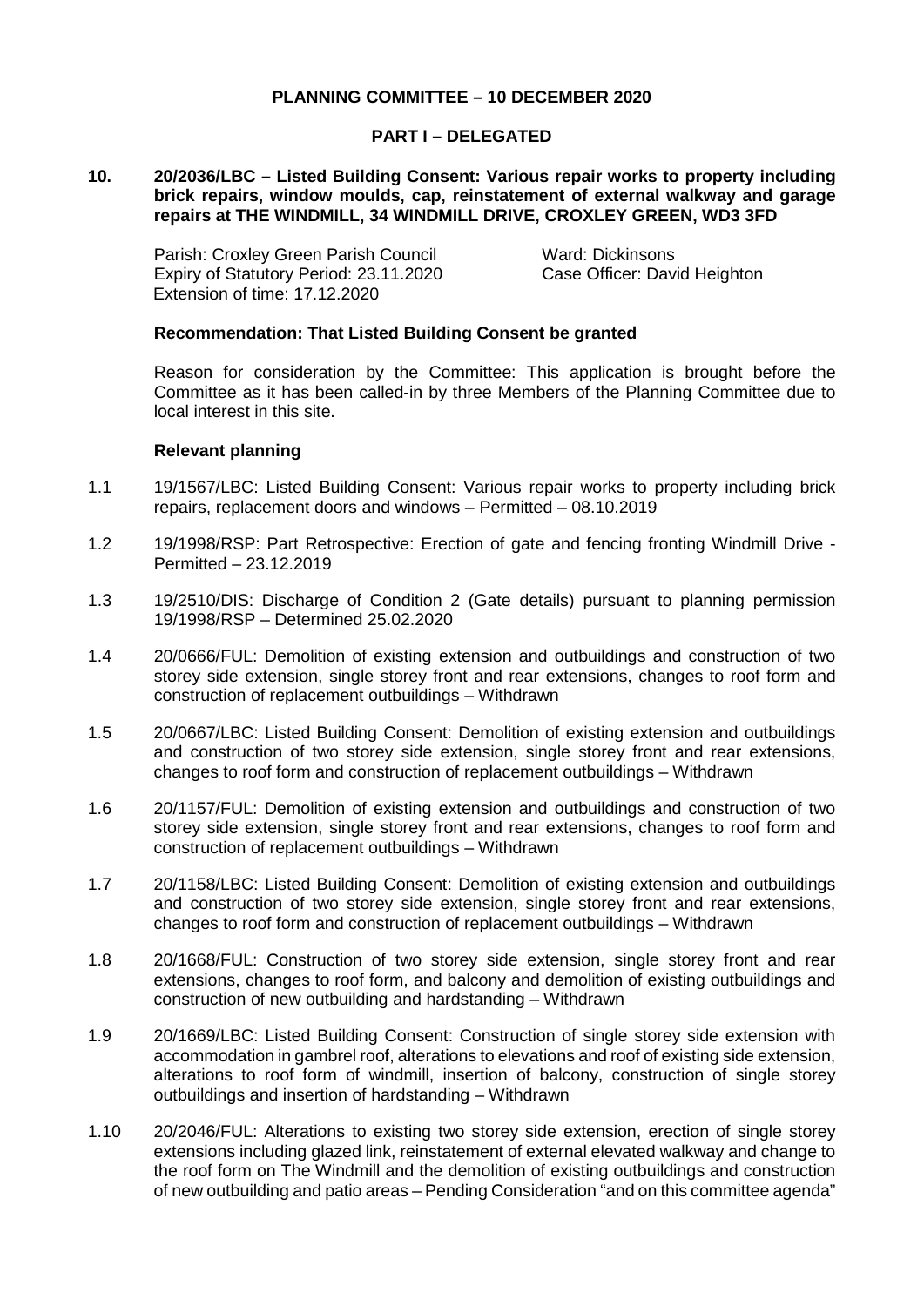**PLANNING COMMITTEE – 10 DECEMBER 2020**

**PART I – DELEGATED**

**10. 20/2036/LBC – Listed Building Consent: Various repair works to property including brick repairs, window moulds, cap, reinstatement of external walkway and garage repairs at THE WINDMILL, 34 WINDMILL DRIVE, CROXLEY GREEN, WD3 3FD**

Parish: Croxley Green Parish Council
Expiry of Statutory Period: 23.11.2020
Extension of time: 17.12.2020

Ward: Dickinsons
Case Officer: David Heighton

**Recommendation: That Listed Building Consent be granted**

Reason for consideration by the Committee: This application is brought before the Committee as it has been called-in by three Members of the Planning Committee due to local interest in this site.

**Relevant planning**

1.1 19/1567/LBC: Listed Building Consent: Various repair works to property including brick repairs, replacement doors and windows – Permitted – 08.10.2019

1.2 19/1998/RSP: Part Retrospective: Erection of gate and fencing fronting Windmill Drive - Permitted – 23.12.2019

1.3 19/2510/DIS: Discharge of Condition 2 (Gate details) pursuant to planning permission 19/1998/RSP – Determined 25.02.2020

1.4 20/0666/FUL: Demolition of existing extension and outbuildings and construction of two storey side extension, single storey front and rear extensions, changes to roof form and construction of replacement outbuildings – Withdrawn

1.5 20/0667/LBC: Listed Building Consent: Demolition of existing extension and outbuildings and construction of two storey side extension, single storey front and rear extensions, changes to roof form and construction of replacement outbuildings – Withdrawn

1.6 20/1157/FUL: Demolition of existing extension and outbuildings and construction of two storey side extension, single storey front and rear extensions, changes to roof form and construction of replacement outbuildings – Withdrawn

1.7 20/1158/LBC: Listed Building Consent: Demolition of existing extension and outbuildings and construction of two storey side extension, single storey front and rear extensions, changes to roof form and construction of replacement outbuildings – Withdrawn

1.8 20/1668/FUL: Construction of two storey side extension, single storey front and rear extensions, changes to roof form, and balcony and demolition of existing outbuildings and construction of new outbuilding and hardstanding – Withdrawn

1.9 20/1669/LBC: Listed Building Consent: Construction of single storey side extension with accommodation in gambrel roof, alterations to elevations and roof of existing side extension, alterations to roof form of windmill, insertion of balcony, construction of single storey outbuildings and insertion of hardstanding – Withdrawn

1.10 20/2046/FUL: Alterations to existing two storey side extension, erection of single storey extensions including glazed link, reinstatement of external elevated walkway and change to the roof form on The Windmill and the demolition of existing outbuildings and construction of new outbuilding and patio areas – Pending Consideration "and on this committee agenda"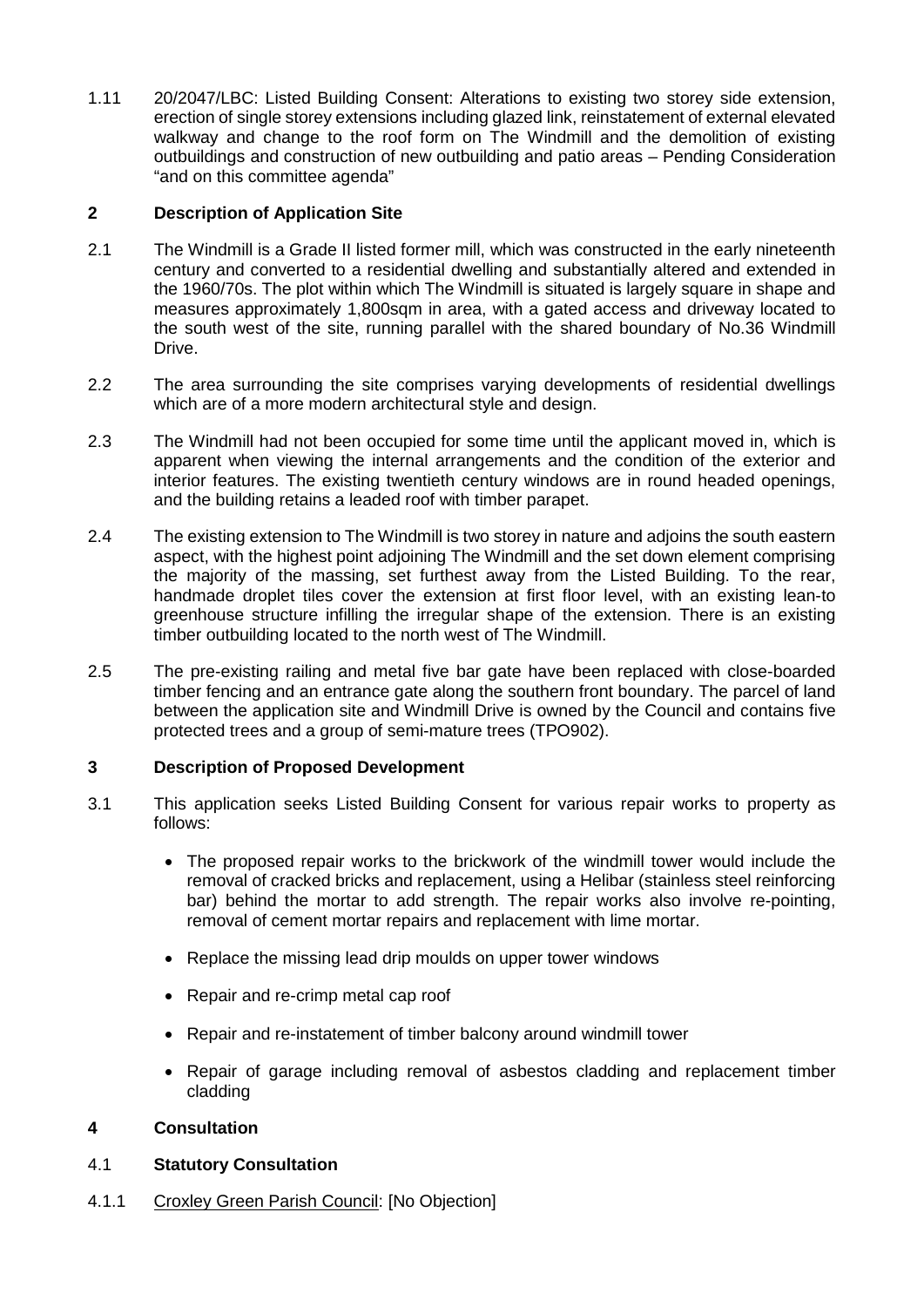1.11 20/2047/LBC: Listed Building Consent: Alterations to existing two storey side extension, erection of single storey extensions including glazed link, reinstatement of external elevated walkway and change to the roof form on The Windmill and the demolition of existing outbuildings and construction of new outbuilding and patio areas – Pending Consideration "and on this committee agenda"

## 2 Description of Application Site

2.1 The Windmill is a Grade II listed former mill, which was constructed in the early nineteenth century and converted to a residential dwelling and substantially altered and extended in the 1960/70s. The plot within which The Windmill is situated is largely square in shape and measures approximately 1,800sqm in area, with a gated access and driveway located to the south west of the site, running parallel with the shared boundary of No.36 Windmill Drive.

2.2 The area surrounding the site comprises varying developments of residential dwellings which are of a more modern architectural style and design.

2.3 The Windmill had not been occupied for some time until the applicant moved in, which is apparent when viewing the internal arrangements and the condition of the exterior and interior features. The existing twentieth century windows are in round headed openings, and the building retains a leaded roof with timber parapet.

2.4 The existing extension to The Windmill is two storey in nature and adjoins the south eastern aspect, with the highest point adjoining The Windmill and the set down element comprising the majority of the massing, set furthest away from the Listed Building. To the rear, handmade droplet tiles cover the extension at first floor level, with an existing lean-to greenhouse structure infilling the irregular shape of the extension. There is an existing timber outbuilding located to the north west of The Windmill.

2.5 The pre-existing railing and metal five bar gate have been replaced with close-boarded timber fencing and an entrance gate along the southern front boundary. The parcel of land between the application site and Windmill Drive is owned by the Council and contains five protected trees and a group of semi-mature trees (TPO902).

## 3 Description of Proposed Development

3.1 This application seeks Listed Building Consent for various repair works to property as follows:

- The proposed repair works to the brickwork of the windmill tower would include the removal of cracked bricks and replacement, using a Helibar (stainless steel reinforcing bar) behind the mortar to add strength. The repair works also involve re-pointing, removal of cement mortar repairs and replacement with lime mortar.
- Replace the missing lead drip moulds on upper tower windows
- Repair and re-crimp metal cap roof
- Repair and re-instatement of timber balcony around windmill tower
- Repair of garage including removal of asbestos cladding and replacement timber cladding

## 4 Consultation

### 4.1 Statutory Consultation

4.1.1 Croxley Green Parish Council: [No Objection]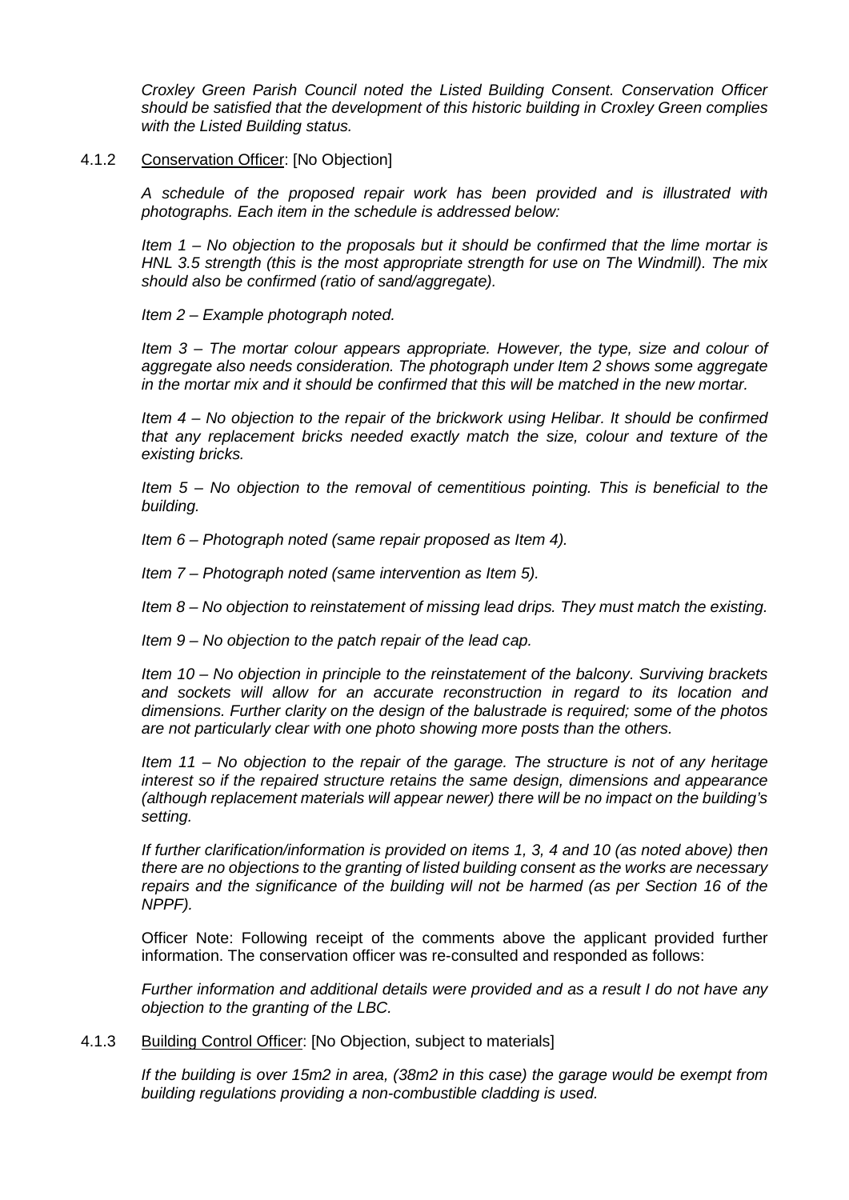*Croxley Green Parish Council noted the Listed Building Consent. Conservation Officer should be satisfied that the development of this historic building in Croxley Green complies with the Listed Building status.*

4.1.2 Conservation Officer: [No Objection]

*A schedule of the proposed repair work has been provided and is illustrated with photographs. Each item in the schedule is addressed below:*

*Item 1 – No objection to the proposals but it should be confirmed that the lime mortar is HNL 3.5 strength (this is the most appropriate strength for use on The Windmill). The mix should also be confirmed (ratio of sand/aggregate).*

*Item 2 – Example photograph noted.*

*Item 3 – The mortar colour appears appropriate. However, the type, size and colour of aggregate also needs consideration. The photograph under Item 2 shows some aggregate in the mortar mix and it should be confirmed that this will be matched in the new mortar.*

*Item 4 – No objection to the repair of the brickwork using Helibar. It should be confirmed that any replacement bricks needed exactly match the size, colour and texture of the existing bricks.*

*Item 5 – No objection to the removal of cementitious pointing. This is beneficial to the building.*

*Item 6 – Photograph noted (same repair proposed as Item 4).*

*Item 7 – Photograph noted (same intervention as Item 5).*

*Item 8 – No objection to reinstatement of missing lead drips. They must match the existing.*

*Item 9 – No objection to the patch repair of the lead cap.*

*Item 10 – No objection in principle to the reinstatement of the balcony. Surviving brackets and sockets will allow for an accurate reconstruction in regard to its location and dimensions. Further clarity on the design of the balustrade is required; some of the photos are not particularly clear with one photo showing more posts than the others.*

*Item 11 – No objection to the repair of the garage. The structure is not of any heritage interest so if the repaired structure retains the same design, dimensions and appearance (although replacement materials will appear newer) there will be no impact on the building's setting.*

*If further clarification/information is provided on items 1, 3, 4 and 10 (as noted above) then there are no objections to the granting of listed building consent as the works are necessary repairs and the significance of the building will not be harmed (as per Section 16 of the NPPF).*

Officer Note: Following receipt of the comments above the applicant provided further information. The conservation officer was re-consulted and responded as follows:

*Further information and additional details were provided and as a result I do not have any objection to the granting of the LBC.*

4.1.3 Building Control Officer: [No Objection, subject to materials]

*If the building is over 15m2 in area, (38m2 in this case) the garage would be exempt from building regulations providing a non-combustible cladding is used.*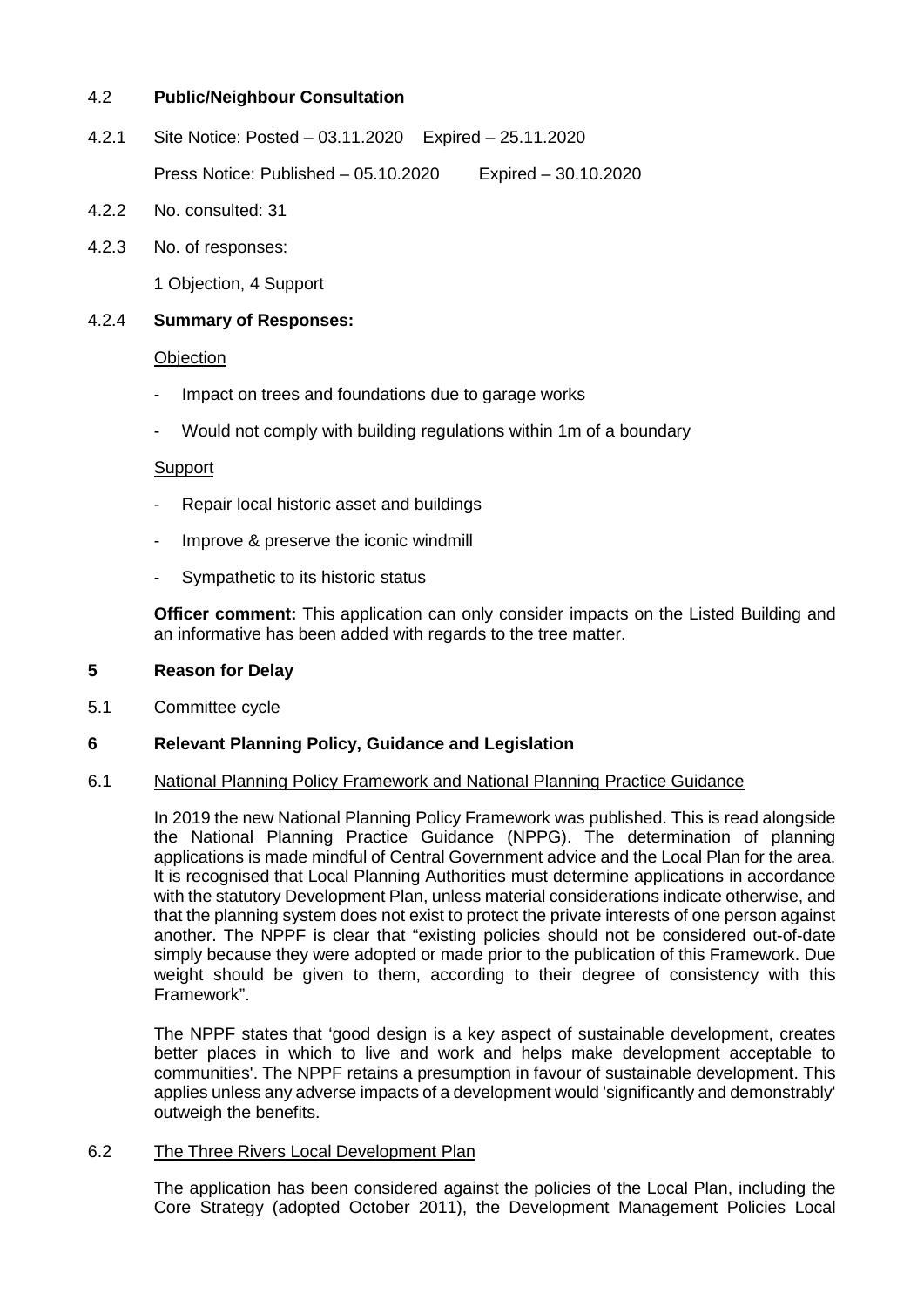4.2 **Public/Neighbour Consultation**

4.2.1 Site Notice: Posted – 03.11.2020 Expired – 25.11.2020

Press Notice: Published – 05.10.2020 Expired – 30.10.2020

4.2.2 No. consulted: 31

4.2.3 No. of responses:

1 Objection, 4 Support

4.2.4 **Summary of Responses:**

Objection

- Impact on trees and foundations due to garage works
- Would not comply with building regulations within 1m of a boundary

Support

- Repair local historic asset and buildings
- Improve & preserve the iconic windmill
- Sympathetic to its historic status

**Officer comment:** This application can only consider impacts on the Listed Building and an informative has been added with regards to the tree matter.

## 5 Reason for Delay

5.1 Committee cycle

## 6 Relevant Planning Policy, Guidance and Legislation

6.1 National Planning Policy Framework and National Planning Practice Guidance

In 2019 the new National Planning Policy Framework was published. This is read alongside the National Planning Practice Guidance (NPPG). The determination of planning applications is made mindful of Central Government advice and the Local Plan for the area. It is recognised that Local Planning Authorities must determine applications in accordance with the statutory Development Plan, unless material considerations indicate otherwise, and that the planning system does not exist to protect the private interests of one person against another. The NPPF is clear that "existing policies should not be considered out-of-date simply because they were adopted or made prior to the publication of this Framework. Due weight should be given to them, according to their degree of consistency with this Framework".

The NPPF states that 'good design is a key aspect of sustainable development, creates better places in which to live and work and helps make development acceptable to communities'. The NPPF retains a presumption in favour of sustainable development. This applies unless any adverse impacts of a development would 'significantly and demonstrably' outweigh the benefits.

6.2 The Three Rivers Local Development Plan

The application has been considered against the policies of the Local Plan, including the Core Strategy (adopted October 2011), the Development Management Policies Local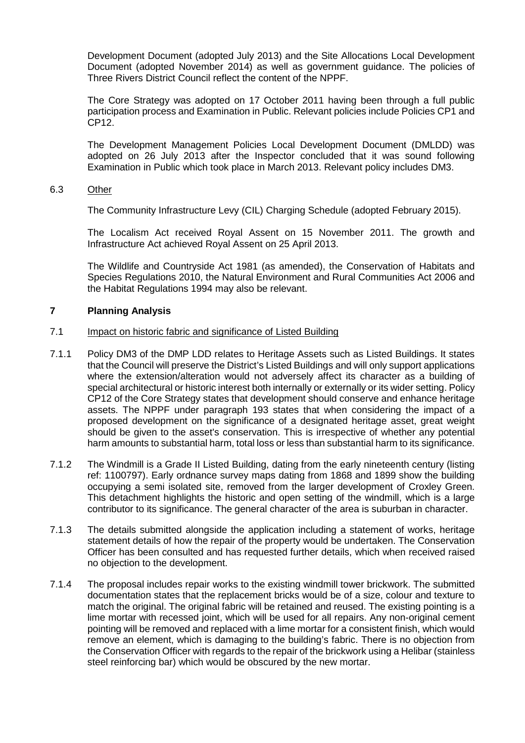Development Document (adopted July 2013) and the Site Allocations Local Development Document (adopted November 2014) as well as government guidance. The policies of Three Rivers District Council reflect the content of the NPPF.

The Core Strategy was adopted on 17 October 2011 having been through a full public participation process and Examination in Public. Relevant policies include Policies CP1 and CP12.

The Development Management Policies Local Development Document (DMLDD) was adopted on 26 July 2013 after the Inspector concluded that it was sound following Examination in Public which took place in March 2013. Relevant policy includes DM3.

6.3 Other

The Community Infrastructure Levy (CIL) Charging Schedule (adopted February 2015).

The Localism Act received Royal Assent on 15 November 2011. The growth and Infrastructure Act achieved Royal Assent on 25 April 2013.

The Wildlife and Countryside Act 1981 (as amended), the Conservation of Habitats and Species Regulations 2010, the Natural Environment and Rural Communities Act 2006 and the Habitat Regulations 1994 may also be relevant.

## 7 Planning Analysis

7.1 Impact on historic fabric and significance of Listed Building

7.1.1 Policy DM3 of the DMP LDD relates to Heritage Assets such as Listed Buildings. It states that the Council will preserve the District's Listed Buildings and will only support applications where the extension/alteration would not adversely affect its character as a building of special architectural or historic interest both internally or externally or its wider setting. Policy CP12 of the Core Strategy states that development should conserve and enhance heritage assets. The NPPF under paragraph 193 states that when considering the impact of a proposed development on the significance of a designated heritage asset, great weight should be given to the asset's conservation. This is irrespective of whether any potential harm amounts to substantial harm, total loss or less than substantial harm to its significance.

7.1.2 The Windmill is a Grade II Listed Building, dating from the early nineteenth century (listing ref: 1100797). Early ordnance survey maps dating from 1868 and 1899 show the building occupying a semi isolated site, removed from the larger development of Croxley Green. This detachment highlights the historic and open setting of the windmill, which is a large contributor to its significance. The general character of the area is suburban in character.

7.1.3 The details submitted alongside the application including a statement of works, heritage statement details of how the repair of the property would be undertaken. The Conservation Officer has been consulted and has requested further details, which when received raised no objection to the development.

7.1.4 The proposal includes repair works to the existing windmill tower brickwork. The submitted documentation states that the replacement bricks would be of a size, colour and texture to match the original. The original fabric will be retained and reused. The existing pointing is a lime mortar with recessed joint, which will be used for all repairs. Any non-original cement pointing will be removed and replaced with a lime mortar for a consistent finish, which would remove an element, which is damaging to the building's fabric. There is no objection from the Conservation Officer with regards to the repair of the brickwork using a Helibar (stainless steel reinforcing bar) which would be obscured by the new mortar.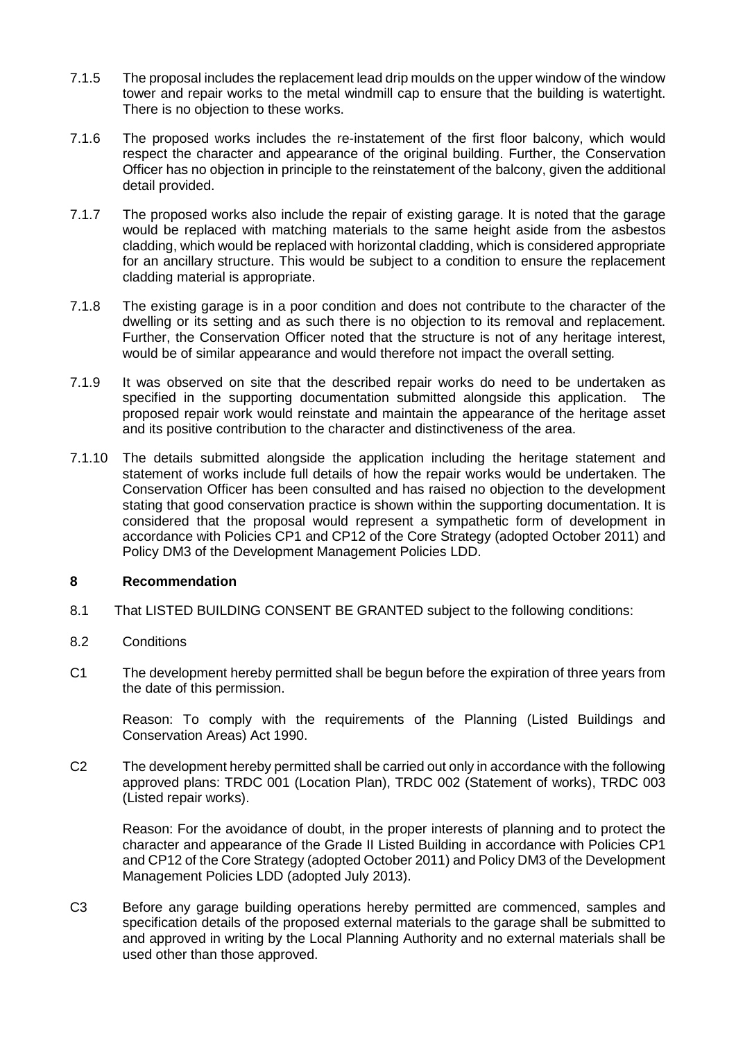7.1.5 The proposal includes the replacement lead drip moulds on the upper window of the window tower and repair works to the metal windmill cap to ensure that the building is watertight. There is no objection to these works.

7.1.6 The proposed works includes the re-instatement of the first floor balcony, which would respect the character and appearance of the original building. Further, the Conservation Officer has no objection in principle to the reinstatement of the balcony, given the additional detail provided.

7.1.7 The proposed works also include the repair of existing garage. It is noted that the garage would be replaced with matching materials to the same height aside from the asbestos cladding, which would be replaced with horizontal cladding, which is considered appropriate for an ancillary structure. This would be subject to a condition to ensure the replacement cladding material is appropriate.

7.1.8 The existing garage is in a poor condition and does not contribute to the character of the dwelling or its setting and as such there is no objection to its removal and replacement. Further, the Conservation Officer noted that the structure is not of any heritage interest, would be of similar appearance and would therefore not impact the overall setting.

7.1.9 It was observed on site that the described repair works do need to be undertaken as specified in the supporting documentation submitted alongside this application. The proposed repair work would reinstate and maintain the appearance of the heritage asset and its positive contribution to the character and distinctiveness of the area.

7.1.10 The details submitted alongside the application including the heritage statement and statement of works include full details of how the repair works would be undertaken. The Conservation Officer has been consulted and has raised no objection to the development stating that good conservation practice is shown within the supporting documentation. It is considered that the proposal would represent a sympathetic form of development in accordance with Policies CP1 and CP12 of the Core Strategy (adopted October 2011) and Policy DM3 of the Development Management Policies LDD.

## 8 Recommendation

8.1 That LISTED BUILDING CONSENT BE GRANTED subject to the following conditions:

8.2 Conditions

C1 The development hereby permitted shall be begun before the expiration of three years from the date of this permission.

Reason: To comply with the requirements of the Planning (Listed Buildings and Conservation Areas) Act 1990.

C2 The development hereby permitted shall be carried out only in accordance with the following approved plans: TRDC 001 (Location Plan), TRDC 002 (Statement of works), TRDC 003 (Listed repair works).

Reason: For the avoidance of doubt, in the proper interests of planning and to protect the character and appearance of the Grade II Listed Building in accordance with Policies CP1 and CP12 of the Core Strategy (adopted October 2011) and Policy DM3 of the Development Management Policies LDD (adopted July 2013).

C3 Before any garage building operations hereby permitted are commenced, samples and specification details of the proposed external materials to the garage shall be submitted to and approved in writing by the Local Planning Authority and no external materials shall be used other than those approved.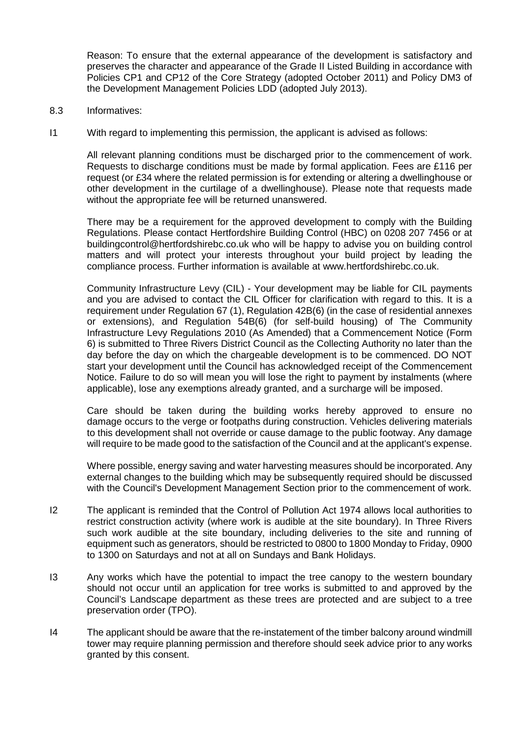Reason: To ensure that the external appearance of the development is satisfactory and preserves the character and appearance of the Grade II Listed Building in accordance with Policies CP1 and CP12 of the Core Strategy (adopted October 2011) and Policy DM3 of the Development Management Policies LDD (adopted July 2013).

8.3 Informatives:

I1 With regard to implementing this permission, the applicant is advised as follows:

All relevant planning conditions must be discharged prior to the commencement of work. Requests to discharge conditions must be made by formal application. Fees are £116 per request (or £34 where the related permission is for extending or altering a dwellinghouse or other development in the curtilage of a dwellinghouse). Please note that requests made without the appropriate fee will be returned unanswered.

There may be a requirement for the approved development to comply with the Building Regulations. Please contact Hertfordshire Building Control (HBC) on 0208 207 7456 or at buildingcontrol@hertfordshirebc.co.uk who will be happy to advise you on building control matters and will protect your interests throughout your build project by leading the compliance process. Further information is available at www.hertfordshirebc.co.uk.

Community Infrastructure Levy (CIL) - Your development may be liable for CIL payments and you are advised to contact the CIL Officer for clarification with regard to this. It is a requirement under Regulation 67 (1), Regulation 42B(6) (in the case of residential annexes or extensions), and Regulation 54B(6) (for self-build housing) of The Community Infrastructure Levy Regulations 2010 (As Amended) that a Commencement Notice (Form 6) is submitted to Three Rivers District Council as the Collecting Authority no later than the day before the day on which the chargeable development is to be commenced. DO NOT start your development until the Council has acknowledged receipt of the Commencement Notice. Failure to do so will mean you will lose the right to payment by instalments (where applicable), lose any exemptions already granted, and a surcharge will be imposed.

Care should be taken during the building works hereby approved to ensure no damage occurs to the verge or footpaths during construction. Vehicles delivering materials to this development shall not override or cause damage to the public footway. Any damage will require to be made good to the satisfaction of the Council and at the applicant's expense.

Where possible, energy saving and water harvesting measures should be incorporated. Any external changes to the building which may be subsequently required should be discussed with the Council's Development Management Section prior to the commencement of work.

I2 The applicant is reminded that the Control of Pollution Act 1974 allows local authorities to restrict construction activity (where work is audible at the site boundary). In Three Rivers such work audible at the site boundary, including deliveries to the site and running of equipment such as generators, should be restricted to 0800 to 1800 Monday to Friday, 0900 to 1300 on Saturdays and not at all on Sundays and Bank Holidays.

I3 Any works which have the potential to impact the tree canopy to the western boundary should not occur until an application for tree works is submitted to and approved by the Council's Landscape department as these trees are protected and are subject to a tree preservation order (TPO).

I4 The applicant should be aware that the re-instatement of the timber balcony around windmill tower may require planning permission and therefore should seek advice prior to any works granted by this consent.